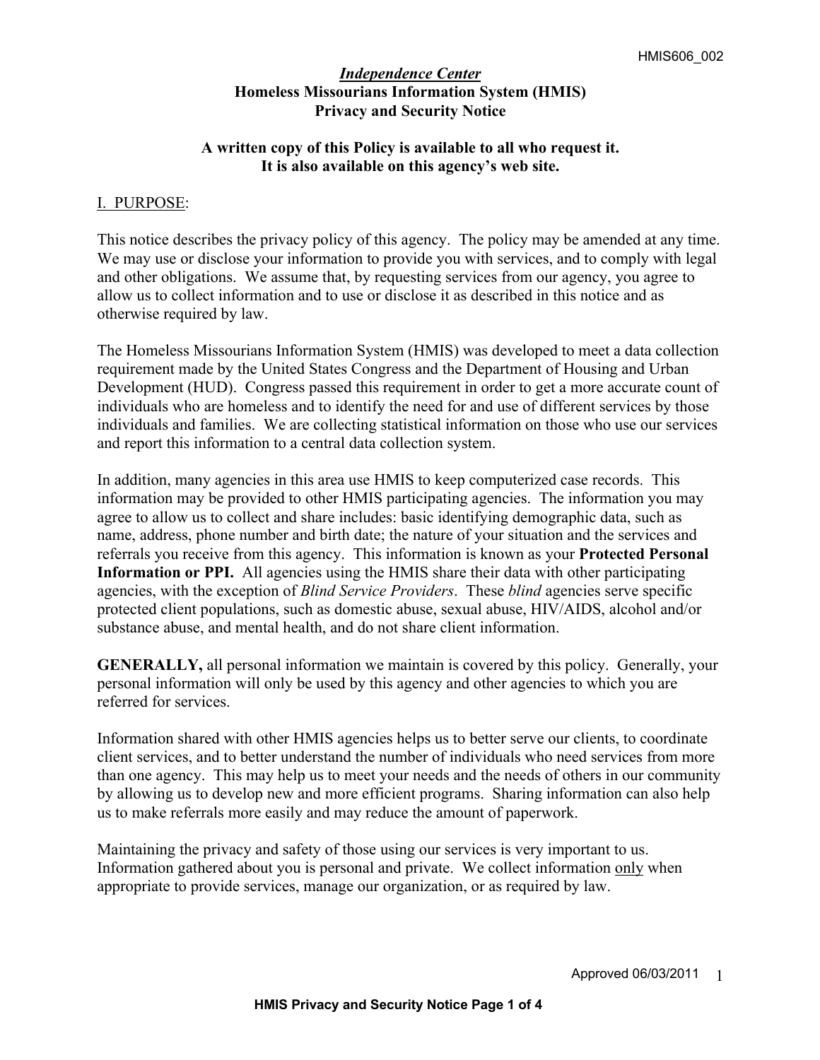# *Independence Center*
## Homeless Missourians Information System (HMIS)
## Privacy and Security Notice

**A written copy of this Policy is available to all who request it.**
**It is also available on this agency's web site.**

## I. PURPOSE:

This notice describes the privacy policy of this agency. The policy may be amended at any time. We may use or disclose your information to provide you with services, and to comply with legal and other obligations. We assume that, by requesting services from our agency, you agree to allow us to collect information and to use or disclose it as described in this notice and as otherwise required by law.

The Homeless Missourians Information System (HMIS) was developed to meet a data collection requirement made by the United States Congress and the Department of Housing and Urban Development (HUD). Congress passed this requirement in order to get a more accurate count of individuals who are homeless and to identify the need for and use of different services by those individuals and families. We are collecting statistical information on those who use our services and report this information to a central data collection system.

In addition, many agencies in this area use HMIS to keep computerized case records. This information may be provided to other HMIS participating agencies. The information you may agree to allow us to collect and share includes: basic identifying demographic data, such as name, address, phone number and birth date; the nature of your situation and the services and referrals you receive from this agency. This information is known as your **Protected Personal Information or PPI.** All agencies using the HMIS share their data with other participating agencies, with the exception of *Blind Service Providers*. These *blind* agencies serve specific protected client populations, such as domestic abuse, sexual abuse, HIV/AIDS, alcohol and/or substance abuse, and mental health, and do not share client information.

**GENERALLY,** all personal information we maintain is covered by this policy. Generally, your personal information will only be used by this agency and other agencies to which you are referred for services.

Information shared with other HMIS agencies helps us to better serve our clients, to coordinate client services, and to better understand the number of individuals who need services from more than one agency. This may help us to meet your needs and the needs of others in our community by allowing us to develop new and more efficient programs. Sharing information can also help us to make referrals more easily and may reduce the amount of paperwork.

Maintaining the privacy and safety of those using our services is very important to us. Information gathered about you is personal and private. We collect information only when appropriate to provide services, manage our organization, or as required by law.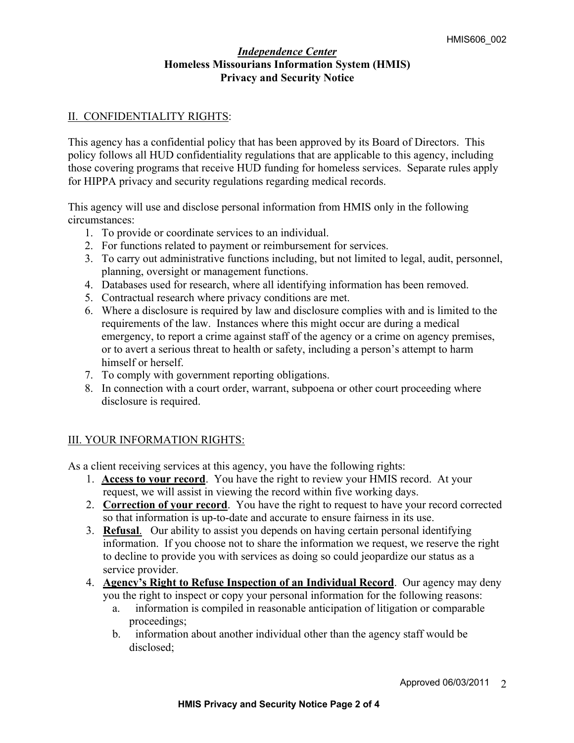*Independence Center*
**Homeless Missourians Information System (HMIS)**
**Privacy and Security Notice**

## II. CONFIDENTIALITY RIGHTS:

This agency has a confidential policy that has been approved by its Board of Directors. This policy follows all HUD confidentiality regulations that are applicable to this agency, including those covering programs that receive HUD funding for homeless services. Separate rules apply for HIPPA privacy and security regulations regarding medical records.

This agency will use and disclose personal information from HMIS only in the following circumstances:

1. To provide or coordinate services to an individual.
2. For functions related to payment or reimbursement for services.
3. To carry out administrative functions including, but not limited to legal, audit, personnel, planning, oversight or management functions.
4. Databases used for research, where all identifying information has been removed.
5. Contractual research where privacy conditions are met.
6. Where a disclosure is required by law and disclosure complies with and is limited to the requirements of the law. Instances where this might occur are during a medical emergency, to report a crime against staff of the agency or a crime on agency premises, or to avert a serious threat to health or safety, including a person's attempt to harm himself or herself.
7. To comply with government reporting obligations.
8. In connection with a court order, warrant, subpoena or other court proceeding where disclosure is required.

## III. YOUR INFORMATION RIGHTS:

As a client receiving services at this agency, you have the following rights:

1. **Access to your record**. You have the right to review your HMIS record. At your request, we will assist in viewing the record within five working days.
2. **Correction of your record**. You have the right to request to have your record corrected so that information is up-to-date and accurate to ensure fairness in its use.
3. **Refusal**. Our ability to assist you depends on having certain personal identifying information. If you choose not to share the information we request, we reserve the right to decline to provide you with services as doing so could jeopardize our status as a service provider.
4. **Agency's Right to Refuse Inspection of an Individual Record**. Our agency may deny you the right to inspect or copy your personal information for the following reasons:
   a. information is compiled in reasonable anticipation of litigation or comparable proceedings;
   b. information about another individual other than the agency staff would be disclosed;

Approved 06/03/2011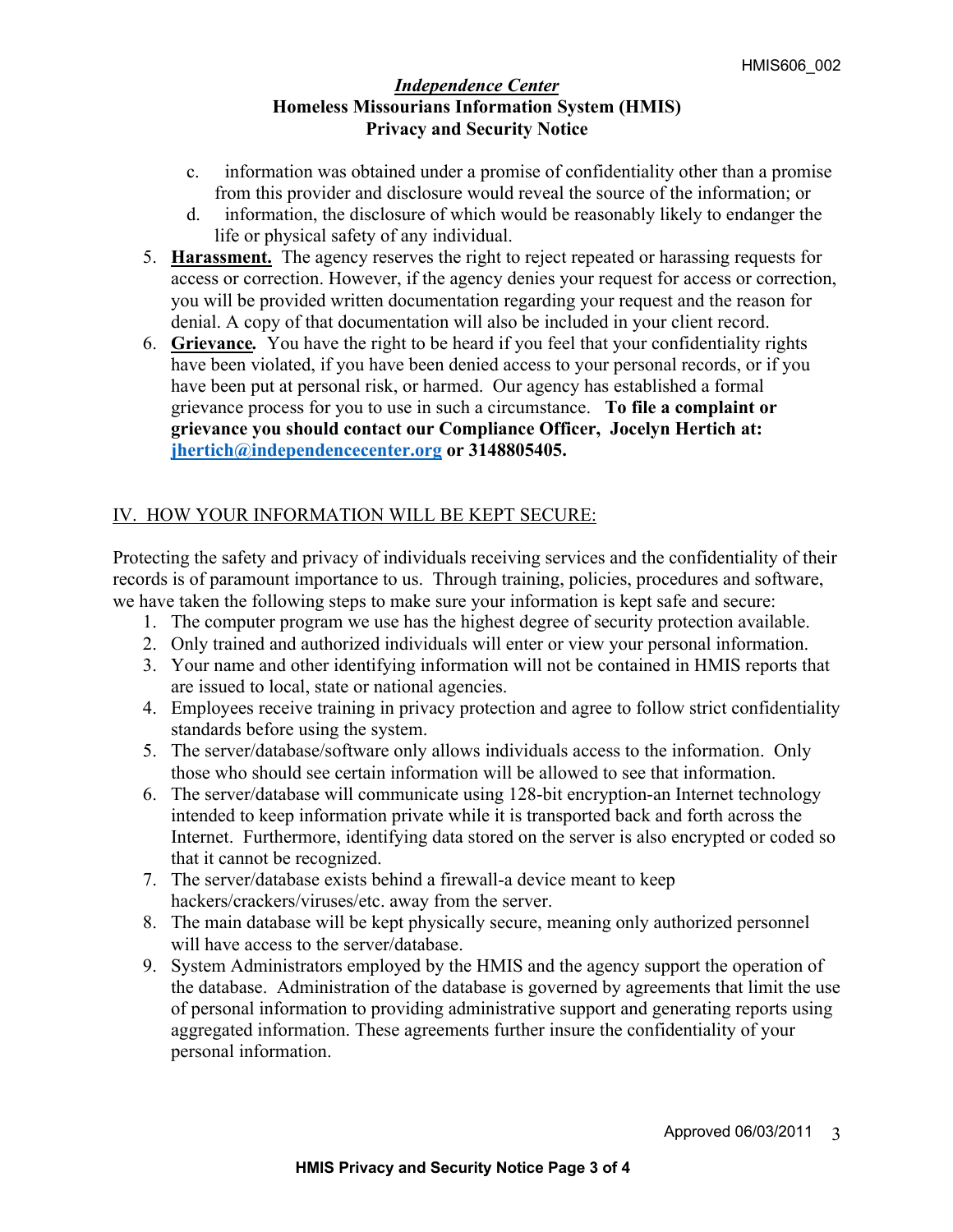c. information was obtained under a promise of confidentiality other than a promise from this provider and disclosure would reveal the source of the information; or
d. information, the disclosure of which would be reasonably likely to endanger the life or physical safety of any individual.

5. **Harassment.** The agency reserves the right to reject repeated or harassing requests for access or correction. However, if the agency denies your request for access or correction, you will be provided written documentation regarding your request and the reason for denial. A copy of that documentation will also be included in your client record.
6. ***Grievance.*** You have the right to be heard if you feel that your confidentiality rights have been violated, if you have been denied access to your personal records, or if you have been put at personal risk, or harmed. Our agency has established a formal grievance process for you to use in such a circumstance. **To file a complaint or grievance you should contact our Compliance Officer, Jocelyn Hertich at: jhertich@independencecenter.org or 3148805405.**

## IV. HOW YOUR INFORMATION WILL BE KEPT SECURE:

Protecting the safety and privacy of individuals receiving services and the confidentiality of their records is of paramount importance to us. Through training, policies, procedures and software, we have taken the following steps to make sure your information is kept safe and secure:

1. The computer program we use has the highest degree of security protection available.
2. Only trained and authorized individuals will enter or view your personal information.
3. Your name and other identifying information will not be contained in HMIS reports that are issued to local, state or national agencies.
4. Employees receive training in privacy protection and agree to follow strict confidentiality standards before using the system.
5. The server/database/software only allows individuals access to the information. Only those who should see certain information will be allowed to see that information.
6. The server/database will communicate using 128-bit encryption-an Internet technology intended to keep information private while it is transported back and forth across the Internet. Furthermore, identifying data stored on the server is also encrypted or coded so that it cannot be recognized.
7. The server/database exists behind a firewall-a device meant to keep hackers/crackers/viruses/etc. away from the server.
8. The main database will be kept physically secure, meaning only authorized personnel will have access to the server/database.
9. System Administrators employed by the HMIS and the agency support the operation of the database. Administration of the database is governed by agreements that limit the use of personal information to providing administrative support and generating reports using aggregated information. These agreements further insure the confidentiality of your personal information.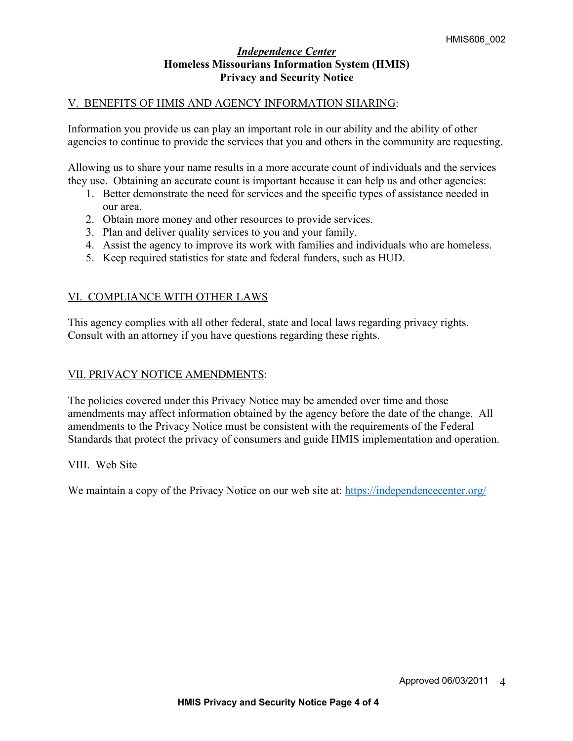*Independence Center*

**Homeless Missourians Information System (HMIS)**

**Privacy and Security Notice**

## V. BENEFITS OF HMIS AND AGENCY INFORMATION SHARING:

Information you provide us can play an important role in our ability and the ability of other agencies to continue to provide the services that you and others in the community are requesting.

Allowing us to share your name results in a more accurate count of individuals and the services they use. Obtaining an accurate count is important because it can help us and other agencies:

1. Better demonstrate the need for services and the specific types of assistance needed in our area.
2. Obtain more money and other resources to provide services.
3. Plan and deliver quality services to you and your family.
4. Assist the agency to improve its work with families and individuals who are homeless.
5. Keep required statistics for state and federal funders, such as HUD.

## VI. COMPLIANCE WITH OTHER LAWS

This agency complies with all other federal, state and local laws regarding privacy rights. Consult with an attorney if you have questions regarding these rights.

## VII. PRIVACY NOTICE AMENDMENTS:

The policies covered under this Privacy Notice may be amended over time and those amendments may affect information obtained by the agency before the date of the change. All amendments to the Privacy Notice must be consistent with the requirements of the Federal Standards that protect the privacy of consumers and guide HMIS implementation and operation.

## VIII. Web Site

We maintain a copy of the Privacy Notice on our web site at: https://independencecenter.org/

Approved 06/03/2011